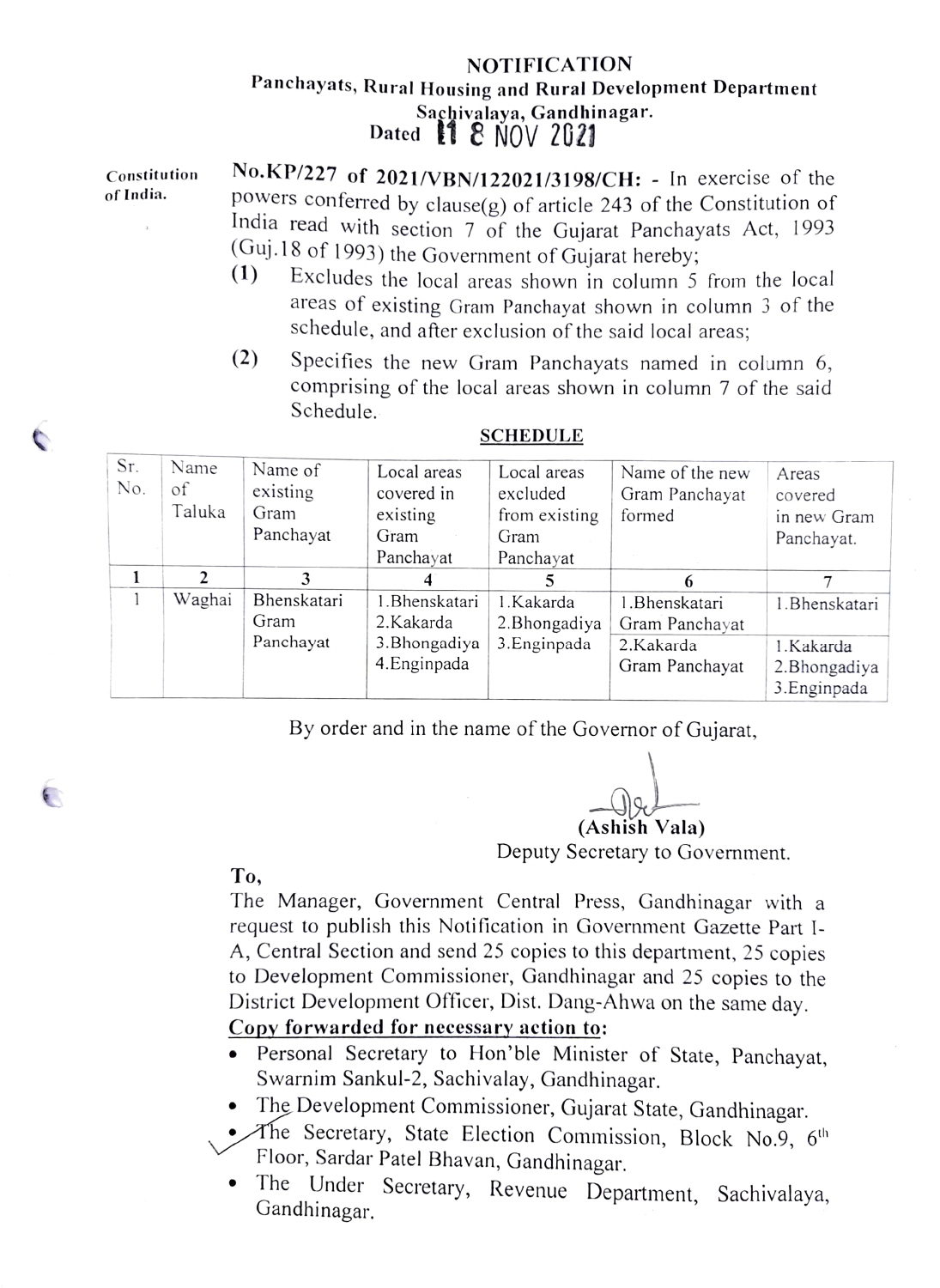# NOTIFICATION

## Panchayats, Rural Housing and Rural Development Department
## Sachivalaya, Gandhinagar.
## Dated 18 NOV 2021

Constitution of India.

**No.KP/227 of 2021/VBN/122021/3198/CH:** - In exercise of the powers conferred by clause(g) of article 243 of the Constitution of India read with section 7 of the Gujarat Panchayats Act, 1993 (Guj.18 of 1993) the Government of Gujarat hereby;

(1) Excludes the local areas shown in column 5 from the local areas of existing Gram Panchayat shown in column 3 of the schedule, and after exclusion of the said local areas;

(2) Specifies the new Gram Panchayats named in column 6, comprising of the local areas shown in column 7 of the said Schedule.

**SCHEDULE**

| Sr. No. | Name of Taluka | Name of existing Gram Panchayat | Local areas covered in existing Gram Panchayat | Local areas excluded from existing Gram Panchayat | Name of the new Gram Panchayat formed | Areas covered in new Gram Panchayat. |
|---|---|---|---|---|---|---|
| 1 | 2 | 3 | 4 | 5 | 6 | 7 |
| 1 | Waghai | Bhenskatari Gram Panchayat | 1.Bhenskatari 2.Kakarda 3.Bhongadiya 4.Enginpada | 1.Kakarda 2.Bhongadiya 3.Enginpada | 1.Bhenskatari Gram Panchayat | 1.Bhenskatari |
| | | | | | 2.Kakarda Gram Panchayat | 1.Kakarda 2.Bhongadiya 3.Enginpada |

By order and in the name of the Governor of Gujarat,

(Ashish Vala)
Deputy Secretary to Government.

**To,**

The Manager, Government Central Press, Gandhinagar with a request to publish this Notification in Government Gazette Part I-A, Central Section and send 25 copies to this department, 25 copies to Development Commissioner, Gandhinagar and 25 copies to the District Development Officer, Dist. Dang-Ahwa on the same day.

**Copy forwarded for necessary action to:**

- Personal Secretary to Hon'ble Minister of State, Panchayat, Swarnim Sankul-2, Sachivalay, Gandhinagar.
- The Development Commissioner, Gujarat State, Gandhinagar.
- The Secretary, State Election Commission, Block No.9, 6th Floor, Sardar Patel Bhavan, Gandhinagar.
- The Under Secretary, Revenue Department, Sachivalaya, Gandhinagar.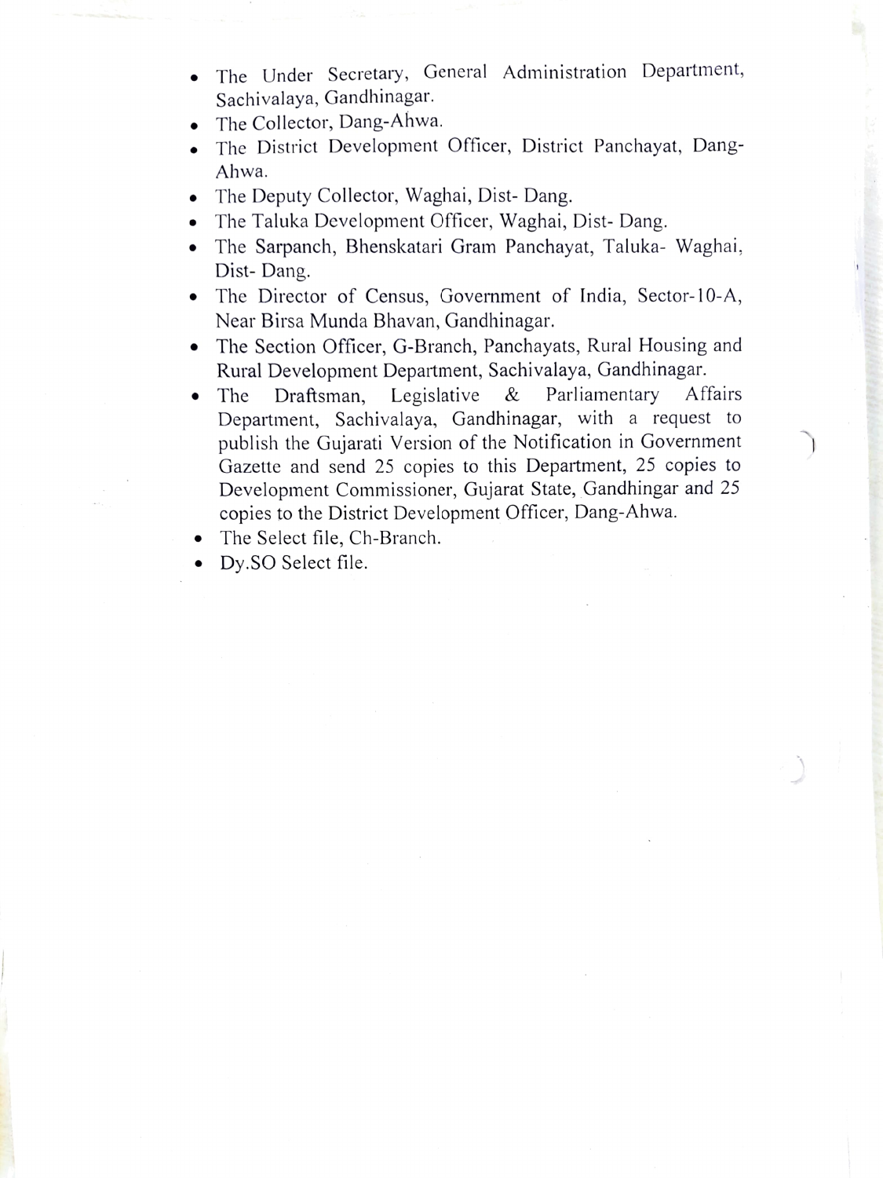- The Under Secretary, General Administration Department, Sachivalaya, Gandhinagar.
- The Collector, Dang-Ahwa.
- The District Development Officer, District Panchayat, Dang-Ahwa.
- The Deputy Collector, Waghai, Dist- Dang.
- The Taluka Development Officer, Waghai, Dist- Dang.
- The Sarpanch, Bhenskatari Gram Panchayat, Taluka- Waghai, Dist- Dang.
- The Director of Census, Government of India, Sector-10-A, Near Birsa Munda Bhavan, Gandhinagar.
- The Section Officer, G-Branch, Panchayats, Rural Housing and Rural Development Department, Sachivalaya, Gandhinagar.
- The Draftsman, Legislative & Parliamentary Affairs Department, Sachivalaya, Gandhinagar, with a request to publish the Gujarati Version of the Notification in Government Gazette and send 25 copies to this Department, 25 copies to Development Commissioner, Gujarat State, Gandhingar and 25 copies to the District Development Officer, Dang-Ahwa.
- The Select file, Ch-Branch.
- Dy.SO Select file.